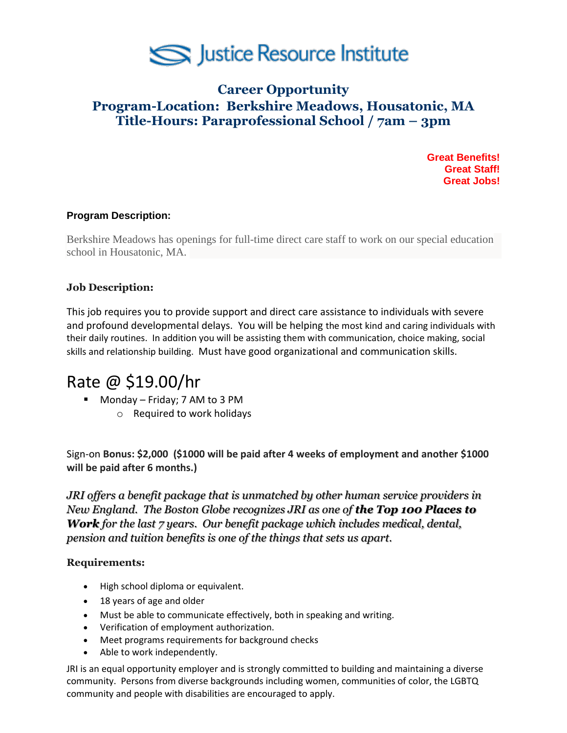# Justice Resource Institute

## Career Opportunity
## Program-Location: Berkshire Meadows, Housatonic, MA
## Title-Hours: Paraprofessional School / 7am – 3pm

**Great Benefits!**
**Great Staff!**
**Great Jobs!**

**Program Description:**

Berkshire Meadows has openings for full-time direct care staff to work on our special education school in Housatonic, MA.

**Job Description:**

This job requires you to provide support and direct care assistance to individuals with severe and profound developmental delays. You will be helping the most kind and caring individuals with their daily routines. In addition you will be assisting them with communication, choice making, social skills and relationship building. Must have good organizational and communication skills.

## Rate @ $19.00/hr

- Monday – Friday; 7 AM to 3 PM
  - Required to work holidays

Sign-on **Bonus: $2,000 ($1000 will be paid after 4 weeks of employment and another $1000 will be paid after 6 months.)**

*JRI offers a benefit package that is unmatched by other human service providers in New England. The Boston Globe recognizes JRI as one of **the Top 100 Places to Work** for the last 7 years. Our benefit package which includes medical, dental, pension and tuition benefits is one of the things that sets us apart.*

**Requirements:**

- High school diploma or equivalent.
- 18 years of age and older
- Must be able to communicate effectively, both in speaking and writing.
- Verification of employment authorization.
- Meet programs requirements for background checks
- Able to work independently.

JRI is an equal opportunity employer and is strongly committed to building and maintaining a diverse community. Persons from diverse backgrounds including women, communities of color, the LGBTQ community and people with disabilities are encouraged to apply.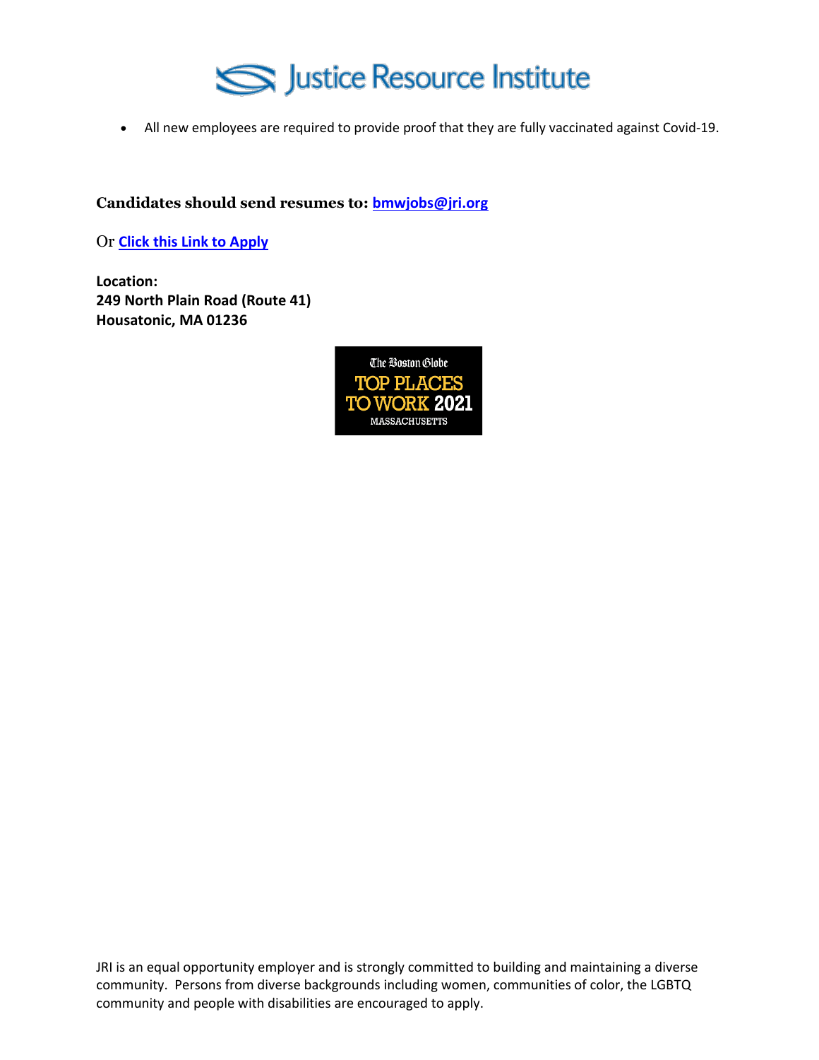- All new employees are required to provide proof that they are fully vaccinated against Covid-19.

**Candidates should send resumes to: bmwjobs@jri.org**

Or **Click this Link to Apply**

**Location:**
**249 North Plain Road (Route 41)**
**Housatonic, MA 01236**

The Boston Globe
TOP PLACES TO WORK 2021
MASSACHUSETTS

JRI is an equal opportunity employer and is strongly committed to building and maintaining a diverse community. Persons from diverse backgrounds including women, communities of color, the LGBTQ community and people with disabilities are encouraged to apply.